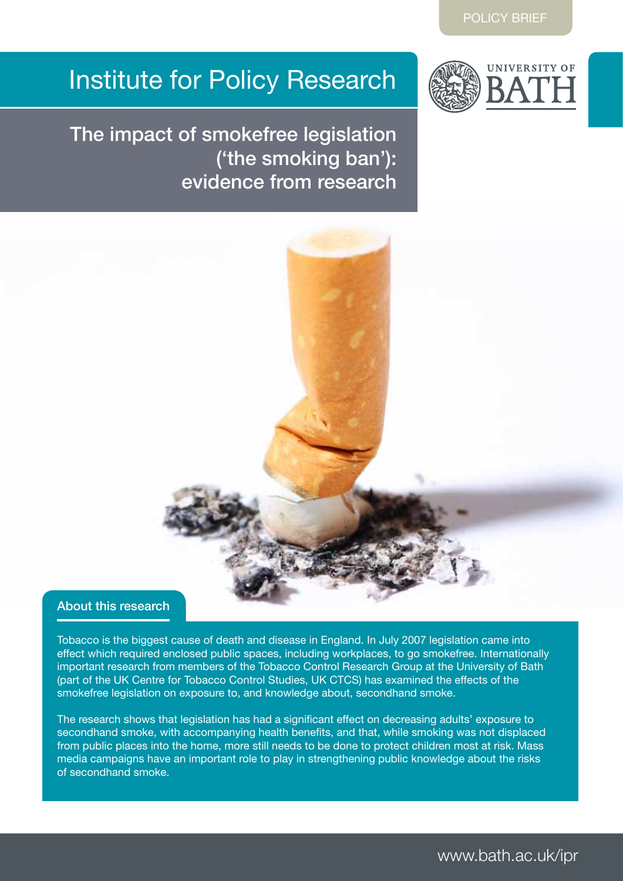POLICY BRIEF

# Institute for Policy Research

## The impact of smokefree legislation ('the smoking ban'): evidence from research

### About this research

Tobacco is the biggest cause of death and disease in England. In July 2007 legislation came into effect which required enclosed public spaces, including workplaces, to go smokefree. Internationally important research from members of the Tobacco Control Research Group at the University of Bath (part of the UK Centre for Tobacco Control Studies, UK CTCS) has examined the effects of the smokefree legislation on exposure to, and knowledge about, secondhand smoke.

The research shows that legislation has had a significant effect on decreasing adults' exposure to secondhand smoke, with accompanying health benefits, and that, while smoking was not displaced from public places into the home, more still needs to be done to protect children most at risk. Mass media campaigns have an important role to play in strengthening public knowledge about the risks of secondhand smoke.

www.bath.ac.uk/ipr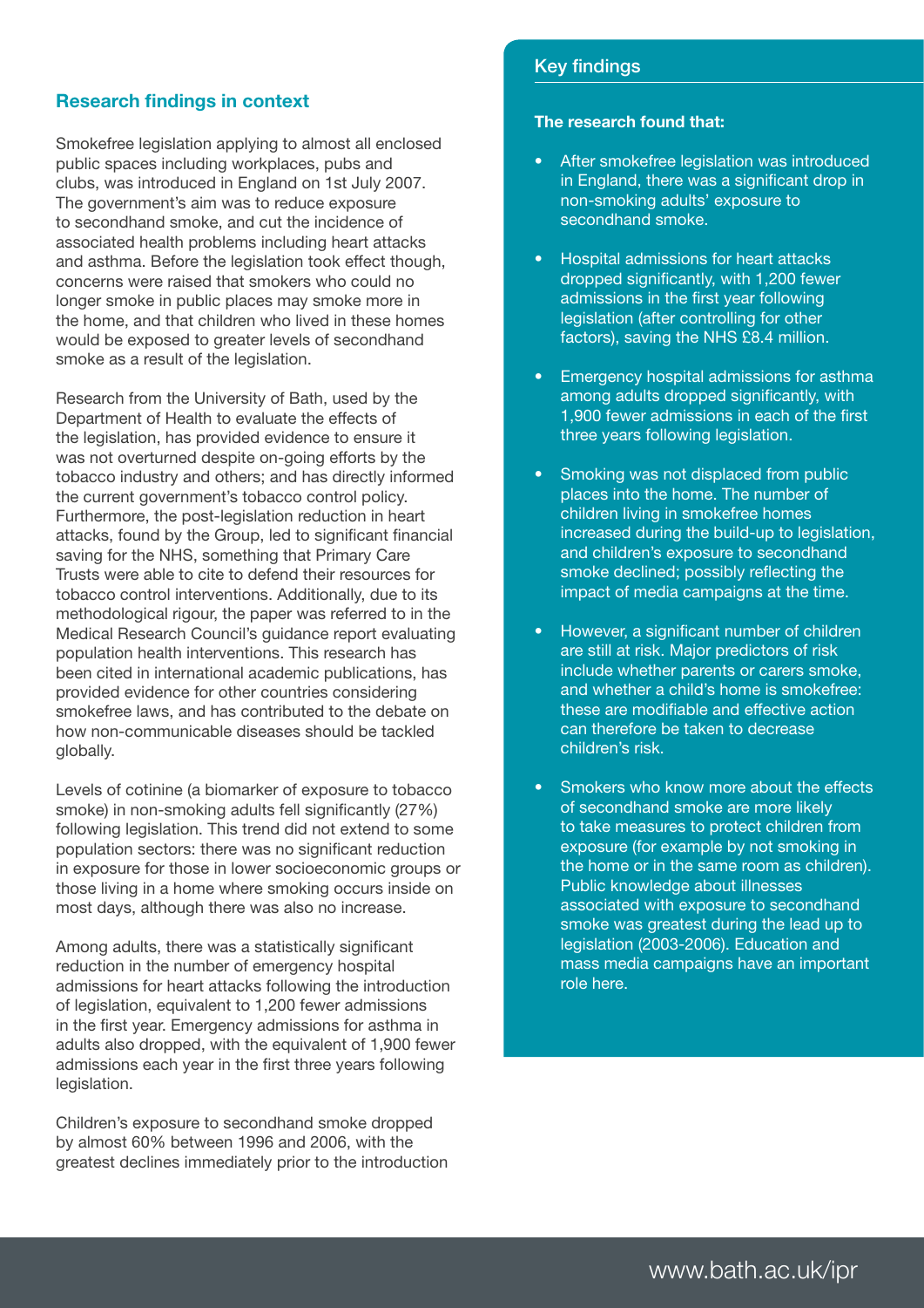## Research findings in context

Smokefree legislation applying to almost all enclosed public spaces including workplaces, pubs and clubs, was introduced in England on 1st July 2007. The government's aim was to reduce exposure to secondhand smoke, and cut the incidence of associated health problems including heart attacks and asthma. Before the legislation took effect though, concerns were raised that smokers who could no longer smoke in public places may smoke more in the home, and that children who lived in these homes would be exposed to greater levels of secondhand smoke as a result of the legislation.

Research from the University of Bath, used by the Department of Health to evaluate the effects of the legislation, has provided evidence to ensure it was not overturned despite on-going efforts by the tobacco industry and others; and has directly informed the current government's tobacco control policy. Furthermore, the post-legislation reduction in heart attacks, found by the Group, led to significant financial saving for the NHS, something that Primary Care Trusts were able to cite to defend their resources for tobacco control interventions. Additionally, due to its methodological rigour, the paper was referred to in the Medical Research Council's guidance report evaluating population health interventions. This research has been cited in international academic publications, has provided evidence for other countries considering smokefree laws, and has contributed to the debate on how non-communicable diseases should be tackled globally.

Levels of cotinine (a biomarker of exposure to tobacco smoke) in non-smoking adults fell significantly (27%) following legislation. This trend did not extend to some population sectors: there was no significant reduction in exposure for those in lower socioeconomic groups or those living in a home where smoking occurs inside on most days, although there was also no increase.

Among adults, there was a statistically significant reduction in the number of emergency hospital admissions for heart attacks following the introduction of legislation, equivalent to 1,200 fewer admissions in the first year. Emergency admissions for asthma in adults also dropped, with the equivalent of 1,900 fewer admissions each year in the first three years following legislation.

Children's exposure to secondhand smoke dropped by almost 60% between 1996 and 2006, with the greatest declines immediately prior to the introduction

## Key findings

**The research found that:**

- After smokefree legislation was introduced in England, there was a significant drop in non-smoking adults' exposure to secondhand smoke.
- Hospital admissions for heart attacks dropped significantly, with 1,200 fewer admissions in the first year following legislation (after controlling for other factors), saving the NHS £8.4 million.
- Emergency hospital admissions for asthma among adults dropped significantly, with 1,900 fewer admissions in each of the first three years following legislation.
- Smoking was not displaced from public places into the home. The number of children living in smokefree homes increased during the build-up to legislation, and children's exposure to secondhand smoke declined; possibly reflecting the impact of media campaigns at the time.
- However, a significant number of children are still at risk. Major predictors of risk include whether parents or carers smoke, and whether a child's home is smokefree: these are modifiable and effective action can therefore be taken to decrease children's risk.
- Smokers who know more about the effects of secondhand smoke are more likely to take measures to protect children from exposure (for example by not smoking in the home or in the same room as children). Public knowledge about illnesses associated with exposure to secondhand smoke was greatest during the lead up to legislation (2003-2006). Education and mass media campaigns have an important role here.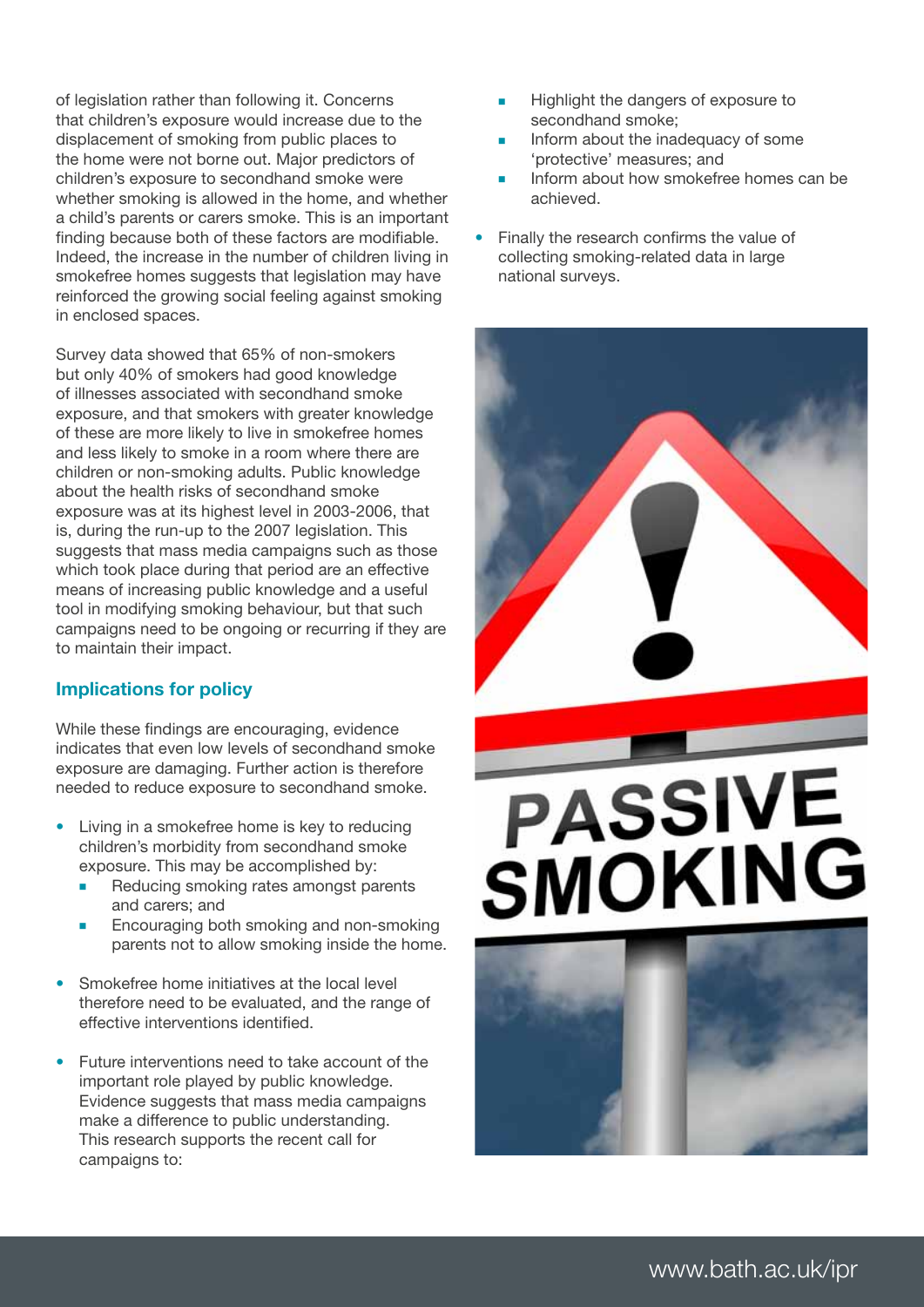of legislation rather than following it. Concerns that children's exposure would increase due to the displacement of smoking from public places to the home were not borne out. Major predictors of children's exposure to secondhand smoke were whether smoking is allowed in the home, and whether a child's parents or carers smoke. This is an important finding because both of these factors are modifiable. Indeed, the increase in the number of children living in smokefree homes suggests that legislation may have reinforced the growing social feeling against smoking in enclosed spaces.

Survey data showed that 65% of non-smokers but only 40% of smokers had good knowledge of illnesses associated with secondhand smoke exposure, and that smokers with greater knowledge of these are more likely to live in smokefree homes and less likely to smoke in a room where there are children or non-smoking adults. Public knowledge about the health risks of secondhand smoke exposure was at its highest level in 2003-2006, that is, during the run-up to the 2007 legislation. This suggests that mass media campaigns such as those which took place during that period are an effective means of increasing public knowledge and a useful tool in modifying smoking behaviour, but that such campaigns need to be ongoing or recurring if they are to maintain their impact.

### Implications for policy

While these findings are encouraging, evidence indicates that even low levels of secondhand smoke exposure are damaging. Further action is therefore needed to reduce exposure to secondhand smoke.

- Living in a smokefree home is key to reducing children's morbidity from secondhand smoke exposure. This may be accomplished by:
  - Reducing smoking rates amongst parents and carers; and
  - Encouraging both smoking and non-smoking parents not to allow smoking inside the home.
- Smokefree home initiatives at the local level therefore need to be evaluated, and the range of effective interventions identified.
- Future interventions need to take account of the important role played by public knowledge. Evidence suggests that mass media campaigns make a difference to public understanding. This research supports the recent call for campaigns to:
  - Highlight the dangers of exposure to secondhand smoke;
  - Inform about the inadequacy of some 'protective' measures; and
  - Inform about how smokefree homes can be achieved.
- Finally the research confirms the value of collecting smoking-related data in large national surveys.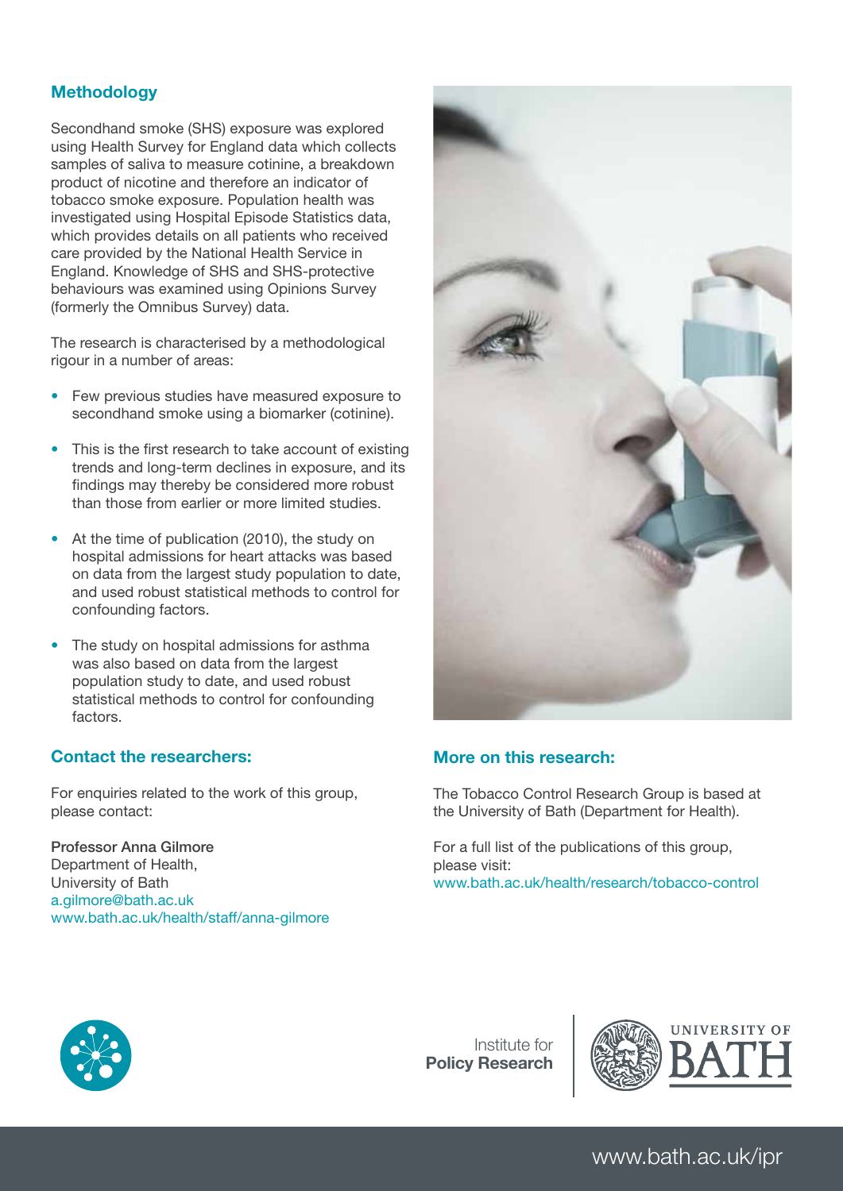## Methodology

Secondhand smoke (SHS) exposure was explored using Health Survey for England data which collects samples of saliva to measure cotinine, a breakdown product of nicotine and therefore an indicator of tobacco smoke exposure. Population health was investigated using Hospital Episode Statistics data, which provides details on all patients who received care provided by the National Health Service in England. Knowledge of SHS and SHS-protective behaviours was examined using Opinions Survey (formerly the Omnibus Survey) data.

The research is characterised by a methodological rigour in a number of areas:

- Few previous studies have measured exposure to secondhand smoke using a biomarker (cotinine).
- This is the first research to take account of existing trends and long-term declines in exposure, and its findings may thereby be considered more robust than those from earlier or more limited studies.
- At the time of publication (2010), the study on hospital admissions for heart attacks was based on data from the largest study population to date, and used robust statistical methods to control for confounding factors.
- The study on hospital admissions for asthma was also based on data from the largest population study to date, and used robust statistical methods to control for confounding factors.

## Contact the researchers:

For enquiries related to the work of this group, please contact:

Professor Anna Gilmore
Department of Health,
University of Bath
a.gilmore@bath.ac.uk
www.bath.ac.uk/health/staff/anna-gilmore

## More on this research:

The Tobacco Control Research Group is based at the University of Bath (Department for Health).

For a full list of the publications of this group, please visit:
www.bath.ac.uk/health/research/tobacco-control

Institute for **Policy Research**

UNIVERSITY OF BATH

www.bath.ac.uk/ipr